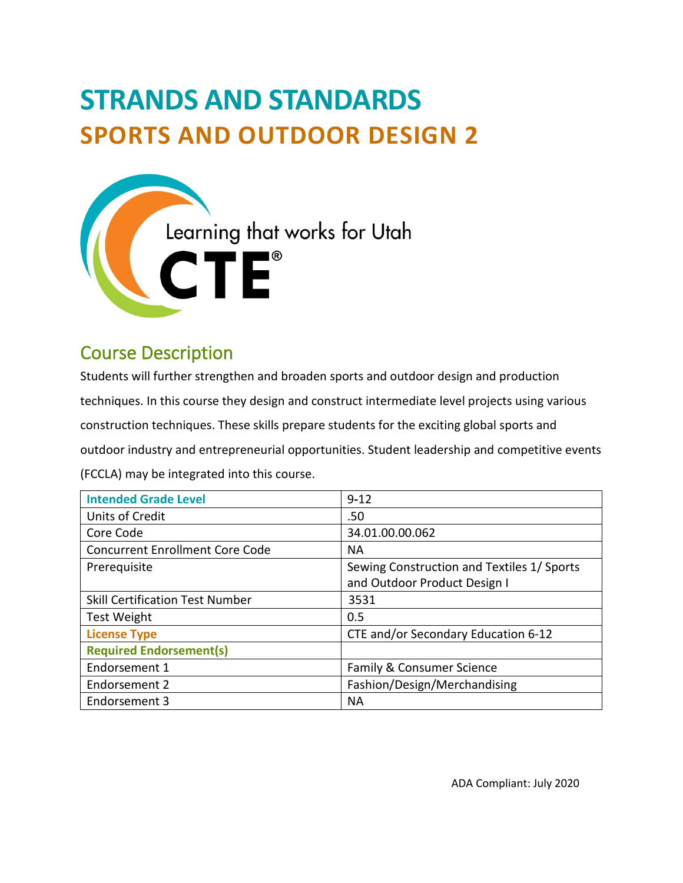# STRANDS AND STANDARDS
# SPORTS AND OUTDOOR DESIGN 2

Learning that works for Utah

CTE®

## Course Description

Students will further strengthen and broaden sports and outdoor design and production techniques. In this course they design and construct intermediate level projects using various construction techniques. These skills prepare students for the exciting global sports and outdoor industry and entrepreneurial opportunities. Student leadership and competitive events (FCCLA) may be integrated into this course.

| Intended Grade Level | 9-12 |
|---|---|
| Units of Credit | .50 |
| Core Code | 34.01.00.00.062 |
| Concurrent Enrollment Core Code | NA |
| Prerequisite | Sewing Construction and Textiles 1/ Sports and Outdoor Product Design I |
| Skill Certification Test Number | 3531 |
| Test Weight | 0.5 |
| License Type | CTE and/or Secondary Education 6-12 |
| Required Endorsement(s) | |
| Endorsement 1 | Family & Consumer Science |
| Endorsement 2 | Fashion/Design/Merchandising |
| Endorsement 3 | NA |

ADA Compliant: July 2020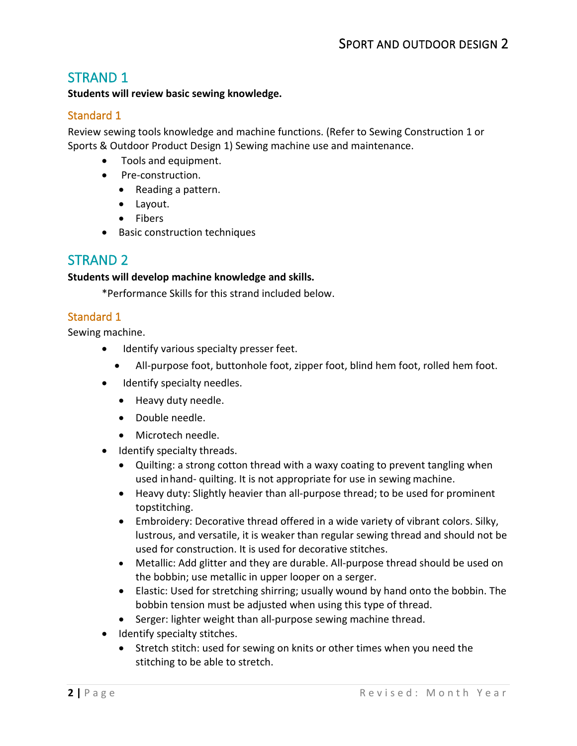## STRAND 1

**Students will review basic sewing knowledge.**

### Standard 1

Review sewing tools knowledge and machine functions. (Refer to Sewing Construction 1 or Sports & Outdoor Product Design 1) Sewing machine use and maintenance.

- Tools and equipment.
- Pre-construction.
  - Reading a pattern.
  - Layout.
  - Fibers
- Basic construction techniques

## STRAND 2

**Students will develop machine knowledge and skills.**

*Performance Skills for this strand included below.

### Standard 1

Sewing machine.

- Identify various specialty presser feet.
  - All-purpose foot, buttonhole foot, zipper foot, blind hem foot, rolled hem foot.
- Identify specialty needles.
  - Heavy duty needle.
  - Double needle.
  - Microtech needle.
- Identify specialty threads.
  - Quilting: a strong cotton thread with a waxy coating to prevent tangling when used in hand- quilting. It is not appropriate for use in sewing machine.
  - Heavy duty: Slightly heavier than all-purpose thread; to be used for prominent topstitching.
  - Embroidery: Decorative thread offered in a wide variety of vibrant colors. Silky, lustrous, and versatile, it is weaker than regular sewing thread and should not be used for construction. It is used for decorative stitches.
  - Metallic: Add glitter and they are durable. All-purpose thread should be used on the bobbin; use metallic in upper looper on a serger.
  - Elastic: Used for stretching shirring; usually wound by hand onto the bobbin. The bobbin tension must be adjusted when using this type of thread.
  - Serger: lighter weight than all-purpose sewing machine thread.
- Identify specialty stitches.
  - Stretch stitch: used for sewing on knits or other times when you need the stitching to be able to stretch.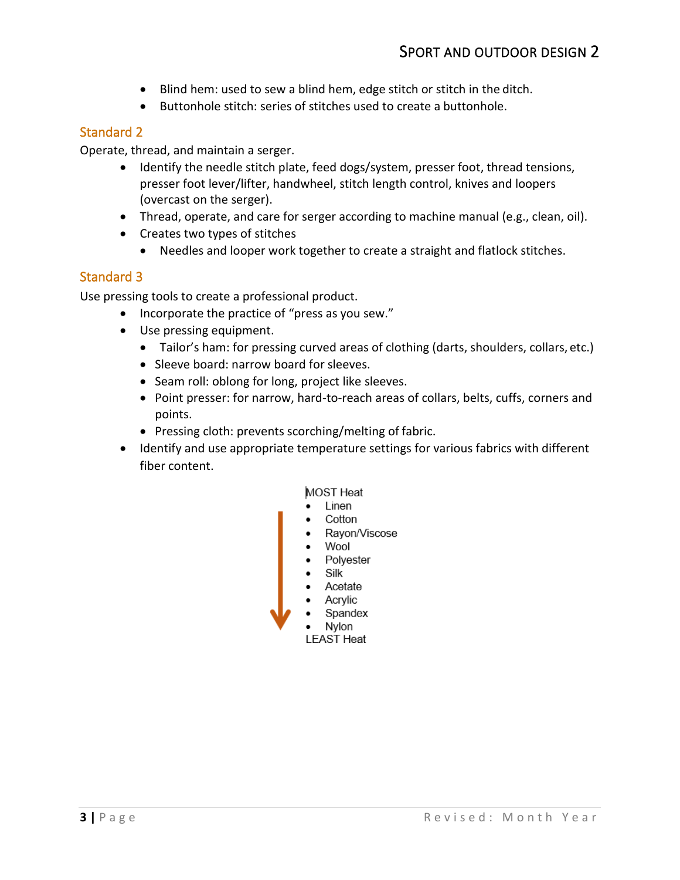- Blind hem: used to sew a blind hem, edge stitch or stitch in the ditch.
- Buttonhole stitch: series of stitches used to create a buttonhole.

## Standard 2

Operate, thread, and maintain a serger.

- Identify the needle stitch plate, feed dogs/system, presser foot, thread tensions, presser foot lever/lifter, handwheel, stitch length control, knives and loopers (overcast on the serger).
- Thread, operate, and care for serger according to machine manual (e.g., clean, oil).
- Creates two types of stitches
  - Needles and looper work together to create a straight and flatlock stitches.

## Standard 3

Use pressing tools to create a professional product.

- Incorporate the practice of "press as you sew."
- Use pressing equipment.
  - Tailor's ham: for pressing curved areas of clothing (darts, shoulders, collars, etc.)
  - Sleeve board: narrow board for sleeves.
  - Seam roll: oblong for long, project like sleeves.
  - Point presser: for narrow, hard-to-reach areas of collars, belts, cuffs, corners and points.
  - Pressing cloth: prevents scorching/melting of fabric.
- Identify and use appropriate temperature settings for various fabrics with different fiber content.

MOST Heat

- Linen
- Cotton
- Rayon/Viscose
- Wool
- Polyester
- Silk
- Acetate
- Acrylic
- Spandex
- Nylon

LEAST Heat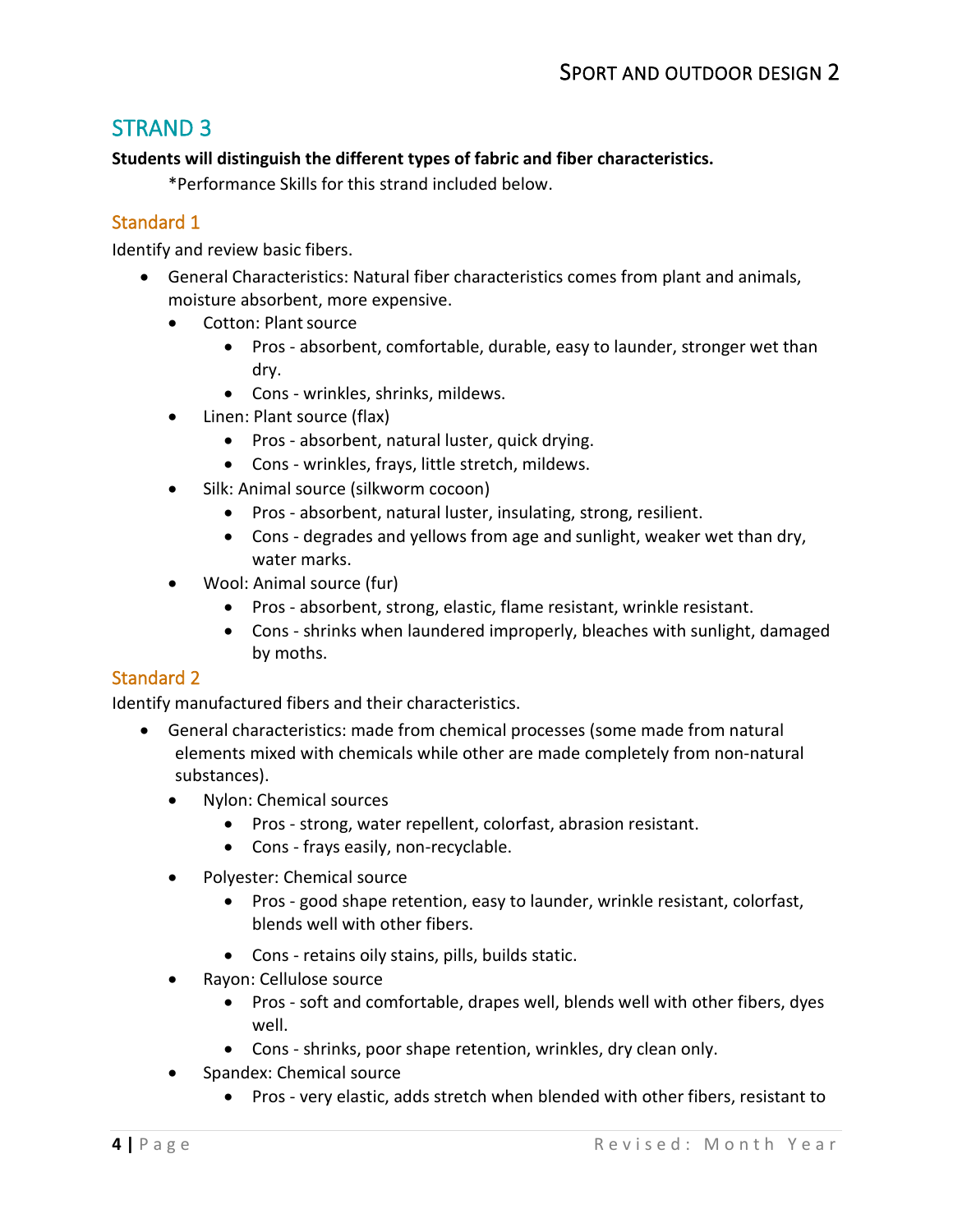## STRAND 3

**Students will distinguish the different types of fabric and fiber characteristics.**

*Performance Skills for this strand included below.

### Standard 1

Identify and review basic fibers.

- General Characteristics: Natural fiber characteristics comes from plant and animals, moisture absorbent, more expensive.
  - Cotton: Plant source
    - Pros - absorbent, comfortable, durable, easy to launder, stronger wet than dry.
    - Cons - wrinkles, shrinks, mildews.
  - Linen: Plant source (flax)
    - Pros - absorbent, natural luster, quick drying.
    - Cons - wrinkles, frays, little stretch, mildews.
  - Silk: Animal source (silkworm cocoon)
    - Pros - absorbent, natural luster, insulating, strong, resilient.
    - Cons - degrades and yellows from age and sunlight, weaker wet than dry, water marks.
  - Wool: Animal source (fur)
    - Pros - absorbent, strong, elastic, flame resistant, wrinkle resistant.
    - Cons - shrinks when laundered improperly, bleaches with sunlight, damaged by moths.

### Standard 2

Identify manufactured fibers and their characteristics.

- General characteristics: made from chemical processes (some made from natural elements mixed with chemicals while other are made completely from non-natural substances).
  - Nylon: Chemical sources
    - Pros - strong, water repellent, colorfast, abrasion resistant.
    - Cons - frays easily, non-recyclable.
  - Polyester: Chemical source
    - Pros - good shape retention, easy to launder, wrinkle resistant, colorfast, blends well with other fibers.
    - Cons - retains oily stains, pills, builds static.
  - Rayon: Cellulose source
    - Pros - soft and comfortable, drapes well, blends well with other fibers, dyes well.
    - Cons - shrinks, poor shape retention, wrinkles, dry clean only.
  - Spandex: Chemical source
    - Pros - very elastic, adds stretch when blended with other fibers, resistant to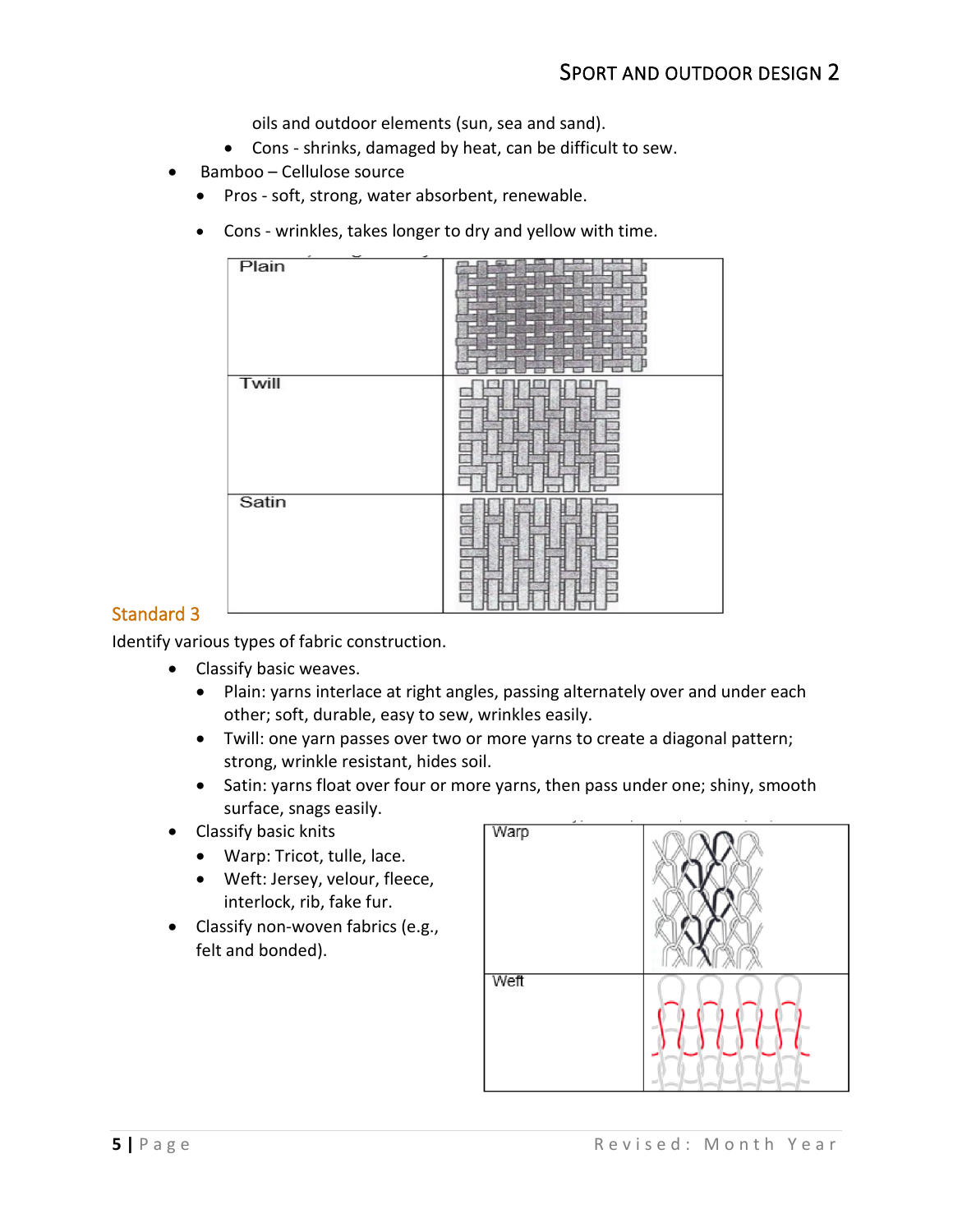oils and outdoor elements (sun, sea and sand).

- Cons - shrinks, damaged by heat, can be difficult to sew.

- Bamboo – Cellulose source
  - Pros - soft, strong, water absorbent, renewable.
  - Cons - wrinkles, takes longer to dry and yellow with time.

| | |
|---|---|
| Plain | |
| Twill | |
| Satin | |

## Standard 3

Identify various types of fabric construction.

- Classify basic weaves.
  - Plain: yarns interlace at right angles, passing alternately over and under each other; soft, durable, easy to sew, wrinkles easily.
  - Twill: one yarn passes over two or more yarns to create a diagonal pattern; strong, wrinkle resistant, hides soil.
  - Satin: yarns float over four or more yarns, then pass under one; shiny, smooth surface, snags easily.
- Classify basic knits
  - Warp: Tricot, tulle, lace.
  - Weft: Jersey, velour, fleece, interlock, rib, fake fur.
- Classify non-woven fabrics (e.g., felt and bonded).

| | |
|---|---|
| Warp | |
| Weft | |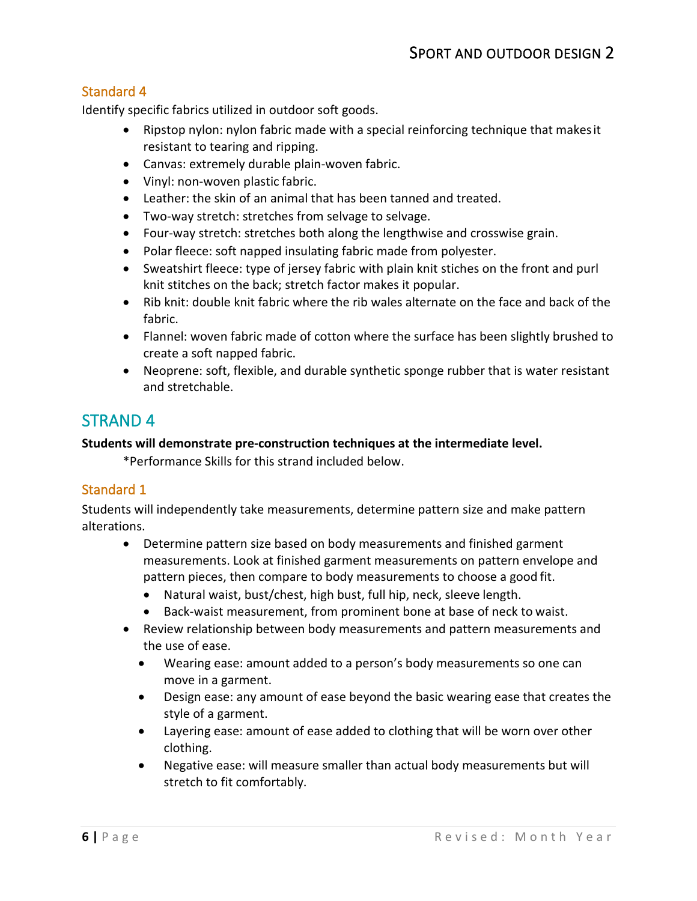### Standard 4

Identify specific fabrics utilized in outdoor soft goods.

- Ripstop nylon: nylon fabric made with a special reinforcing technique that makes it resistant to tearing and ripping.
- Canvas: extremely durable plain-woven fabric.
- Vinyl: non-woven plastic fabric.
- Leather: the skin of an animal that has been tanned and treated.
- Two-way stretch: stretches from selvage to selvage.
- Four-way stretch: stretches both along the lengthwise and crosswise grain.
- Polar fleece: soft napped insulating fabric made from polyester.
- Sweatshirt fleece: type of jersey fabric with plain knit stiches on the front and purl knit stitches on the back; stretch factor makes it popular.
- Rib knit: double knit fabric where the rib wales alternate on the face and back of the fabric.
- Flannel: woven fabric made of cotton where the surface has been slightly brushed to create a soft napped fabric.
- Neoprene: soft, flexible, and durable synthetic sponge rubber that is water resistant and stretchable.

## STRAND 4

**Students will demonstrate pre-construction techniques at the intermediate level.**

*Performance Skills for this strand included below.

### Standard 1

Students will independently take measurements, determine pattern size and make pattern alterations.

- Determine pattern size based on body measurements and finished garment measurements. Look at finished garment measurements on pattern envelope and pattern pieces, then compare to body measurements to choose a good fit.
  - Natural waist, bust/chest, high bust, full hip, neck, sleeve length.
  - Back-waist measurement, from prominent bone at base of neck to waist.
- Review relationship between body measurements and pattern measurements and the use of ease.
  - Wearing ease: amount added to a person's body measurements so one can move in a garment.
  - Design ease: any amount of ease beyond the basic wearing ease that creates the style of a garment.
  - Layering ease: amount of ease added to clothing that will be worn over other clothing.
  - Negative ease: will measure smaller than actual body measurements but will stretch to fit comfortably.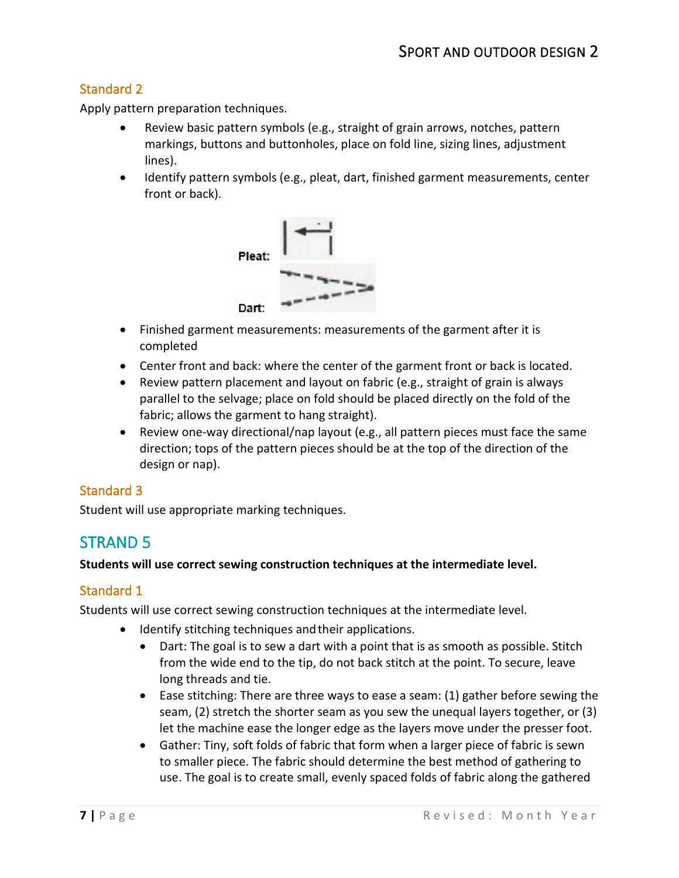### Standard 2

Apply pattern preparation techniques.

- Review basic pattern symbols (e.g., straight of grain arrows, notches, pattern markings, buttons and buttonholes, place on fold line, sizing lines, adjustment lines).
- Identify pattern symbols (e.g., pleat, dart, finished garment measurements, center front or back).

Pleat:

Dart:

- Finished garment measurements: measurements of the garment after it is completed
- Center front and back: where the center of the garment front or back is located.
- Review pattern placement and layout on fabric (e.g., straight of grain is always parallel to the selvage; place on fold should be placed directly on the fold of the fabric; allows the garment to hang straight).
- Review one-way directional/nap layout (e.g., all pattern pieces must face the same direction; tops of the pattern pieces should be at the top of the direction of the design or nap).

### Standard 3

Student will use appropriate marking techniques.

## STRAND 5

**Students will use correct sewing construction techniques at the intermediate level.**

### Standard 1

Students will use correct sewing construction techniques at the intermediate level.

- Identify stitching techniques and their applications.
  - Dart: The goal is to sew a dart with a point that is as smooth as possible. Stitch from the wide end to the tip, do not back stitch at the point. To secure, leave long threads and tie.
  - Ease stitching: There are three ways to ease a seam: (1) gather before sewing the seam, (2) stretch the shorter seam as you sew the unequal layers together, or (3) let the machine ease the longer edge as the layers move under the presser foot.
  - Gather: Tiny, soft folds of fabric that form when a larger piece of fabric is sewn to smaller piece. The fabric should determine the best method of gathering to use. The goal is to create small, evenly spaced folds of fabric along the gathered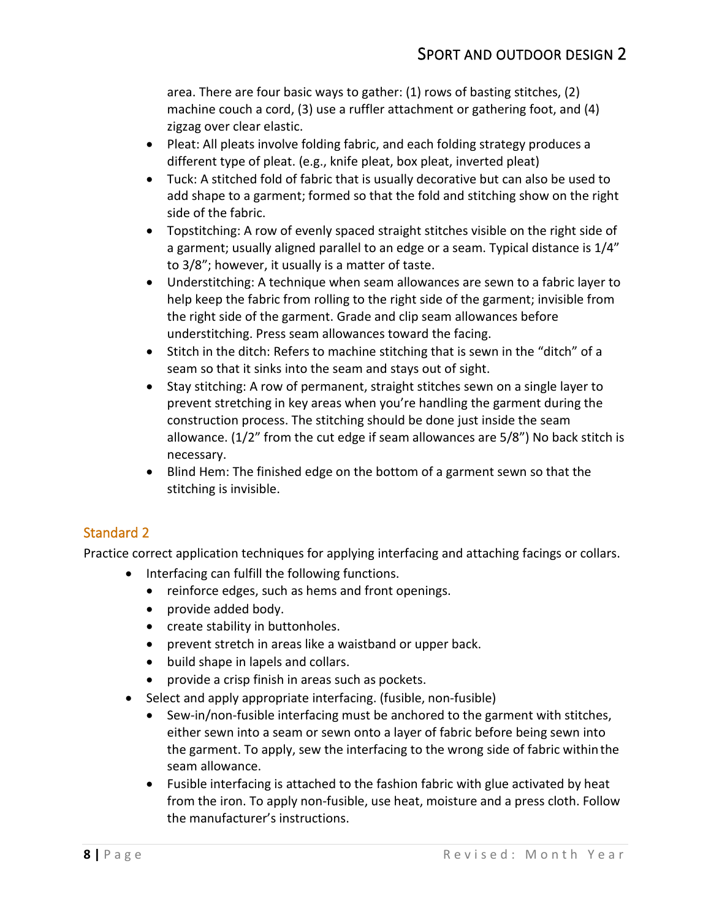area. There are four basic ways to gather: (1) rows of basting stitches, (2) machine couch a cord, (3) use a ruffler attachment or gathering foot, and (4) zigzag over clear elastic.

- Pleat: All pleats involve folding fabric, and each folding strategy produces a different type of pleat. (e.g., knife pleat, box pleat, inverted pleat)
- Tuck: A stitched fold of fabric that is usually decorative but can also be used to add shape to a garment; formed so that the fold and stitching show on the right side of the fabric.
- Topstitching: A row of evenly spaced straight stitches visible on the right side of a garment; usually aligned parallel to an edge or a seam. Typical distance is 1/4" to 3/8"; however, it usually is a matter of taste.
- Understitching: A technique when seam allowances are sewn to a fabric layer to help keep the fabric from rolling to the right side of the garment; invisible from the right side of the garment. Grade and clip seam allowances before understitching. Press seam allowances toward the facing.
- Stitch in the ditch: Refers to machine stitching that is sewn in the "ditch" of a seam so that it sinks into the seam and stays out of sight.
- Stay stitching: A row of permanent, straight stitches sewn on a single layer to prevent stretching in key areas when you're handling the garment during the construction process. The stitching should be done just inside the seam allowance. (1/2" from the cut edge if seam allowances are 5/8") No back stitch is necessary.
- Blind Hem: The finished edge on the bottom of a garment sewn so that the stitching is invisible.

## Standard 2

Practice correct application techniques for applying interfacing and attaching facings or collars.

- Interfacing can fulfill the following functions.
  - reinforce edges, such as hems and front openings.
  - provide added body.
  - create stability in buttonholes.
  - prevent stretch in areas like a waistband or upper back.
  - build shape in lapels and collars.
  - provide a crisp finish in areas such as pockets.
- Select and apply appropriate interfacing. (fusible, non-fusible)
  - Sew-in/non-fusible interfacing must be anchored to the garment with stitches, either sewn into a seam or sewn onto a layer of fabric before being sewn into the garment. To apply, sew the interfacing to the wrong side of fabric within the seam allowance.
  - Fusible interfacing is attached to the fashion fabric with glue activated by heat from the iron. To apply non-fusible, use heat, moisture and a press cloth. Follow the manufacturer's instructions.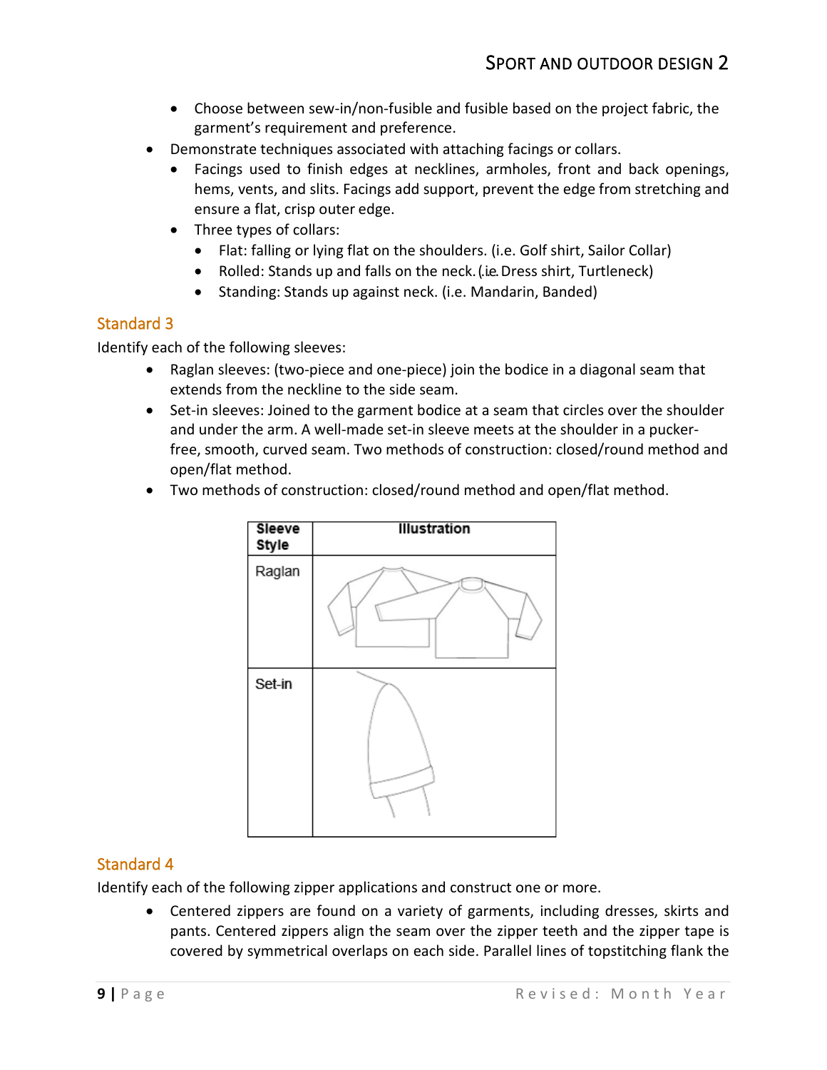- Choose between sew-in/non-fusible and fusible based on the project fabric, the garment's requirement and preference.
- Demonstrate techniques associated with attaching facings or collars.
  - Facings used to finish edges at necklines, armholes, front and back openings, hems, vents, and slits. Facings add support, prevent the edge from stretching and ensure a flat, crisp outer edge.
  - Three types of collars:
    - Flat: falling or lying flat on the shoulders. (i.e. Golf shirt, Sailor Collar)
    - Rolled: Stands up and falls on the neck. (i.e. Dress shirt, Turtleneck)
    - Standing: Stands up against neck. (i.e. Mandarin, Banded)

## Standard 3

Identify each of the following sleeves:

- Raglan sleeves: (two-piece and one-piece) join the bodice in a diagonal seam that extends from the neckline to the side seam.
- Set-in sleeves: Joined to the garment bodice at a seam that circles over the shoulder and under the arm. A well-made set-in sleeve meets at the shoulder in a pucker-free, smooth, curved seam. Two methods of construction: closed/round method and open/flat method.
- Two methods of construction: closed/round method and open/flat method.

| Sleeve Style | Illustration |
|---|---|
| Raglan | |
| Set-in | |

## Standard 4

Identify each of the following zipper applications and construct one or more.

- Centered zippers are found on a variety of garments, including dresses, skirts and pants. Centered zippers align the seam over the zipper teeth and the zipper tape is covered by symmetrical overlaps on each side. Parallel lines of topstitching flank the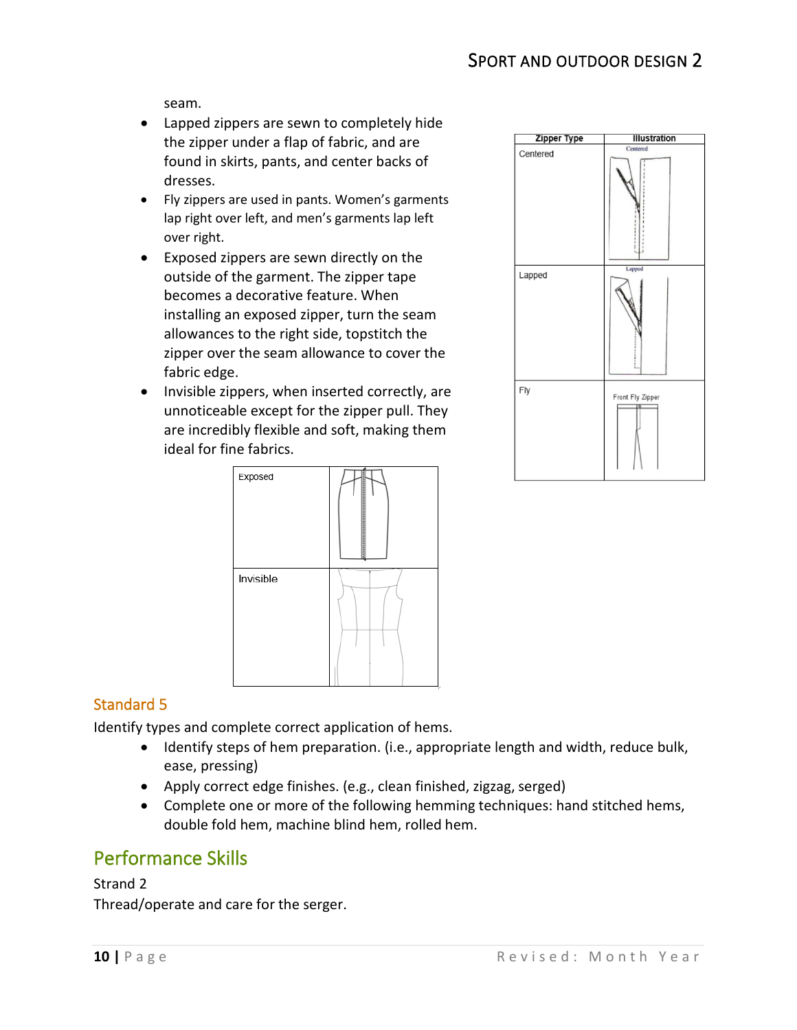seam.

- Lapped zippers are sewn to completely hide the zipper under a flap of fabric, and are found in skirts, pants, and center backs of dresses.
- Fly zippers are used in pants. Women's garments lap right over left, and men's garments lap left over right.
- Exposed zippers are sewn directly on the outside of the garment. The zipper tape becomes a decorative feature. When installing an exposed zipper, turn the seam allowances to the right side, topstitch the zipper over the seam allowance to cover the fabric edge.
- Invisible zippers, when inserted correctly, are unnoticeable except for the zipper pull. They are incredibly flexible and soft, making them ideal for fine fabrics.

| Zipper Type | Illustration |
| --- | --- |
| Centered | Centered |
| Lapped | Lapped |
| Fly | Front Fly Zipper |

| | |
| --- | --- |
| Exposed | |
| Invisible | |

## Standard 5

Identify types and complete correct application of hems.

- Identify steps of hem preparation. (i.e., appropriate length and width, reduce bulk, ease, pressing)
- Apply correct edge finishes. (e.g., clean finished, zigzag, serged)
- Complete one or more of the following hemming techniques: hand stitched hems, double fold hem, machine blind hem, rolled hem.

# Performance Skills

Strand 2

Thread/operate and care for the serger.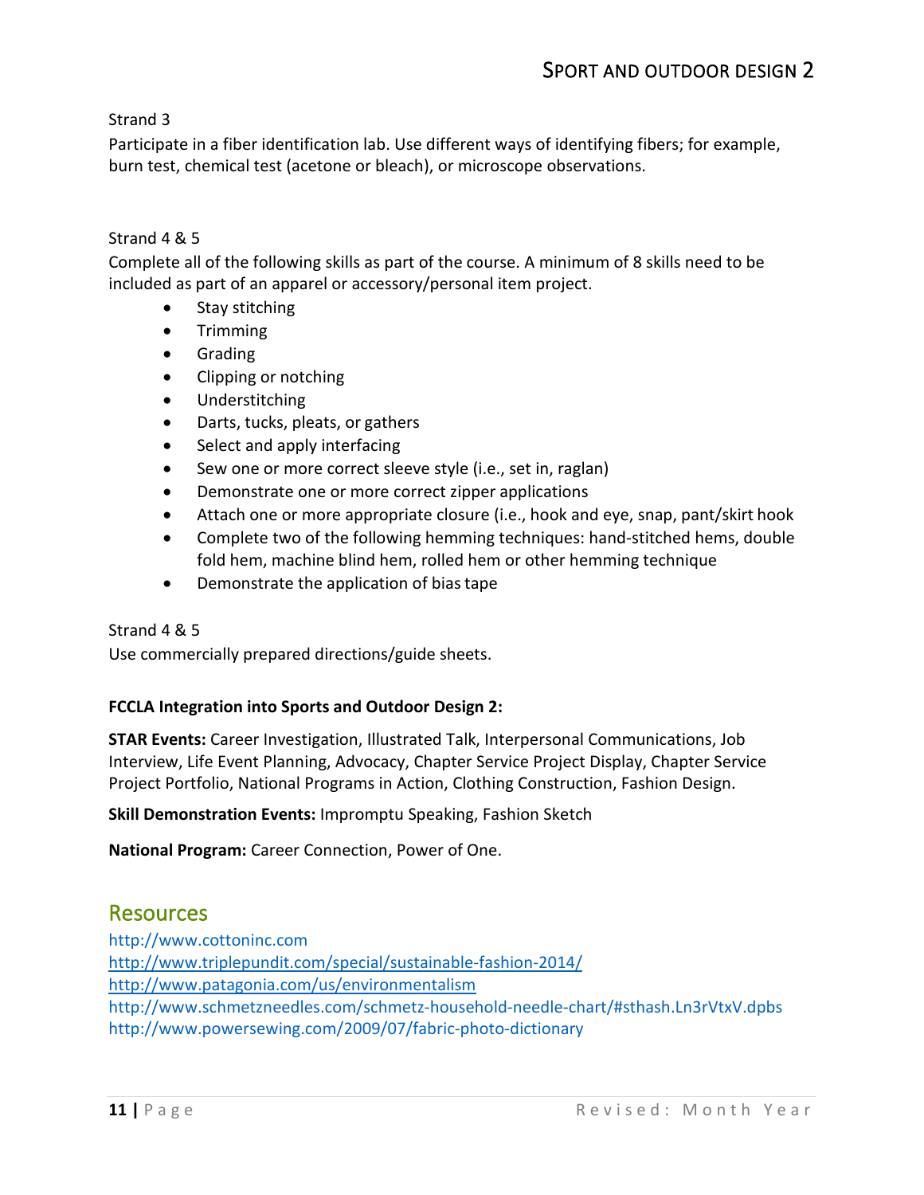Strand 3

Participate in a fiber identification lab. Use different ways of identifying fibers; for example, burn test, chemical test (acetone or bleach), or microscope observations.

Strand 4 & 5

Complete all of the following skills as part of the course. A minimum of 8 skills need to be included as part of an apparel or accessory/personal item project.

- Stay stitching
- Trimming
- Grading
- Clipping or notching
- Understitching
- Darts, tucks, pleats, or gathers
- Select and apply interfacing
- Sew one or more correct sleeve style (i.e., set in, raglan)
- Demonstrate one or more correct zipper applications
- Attach one or more appropriate closure (i.e., hook and eye, snap, pant/skirt hook
- Complete two of the following hemming techniques: hand-stitched hems, double fold hem, machine blind hem, rolled hem or other hemming technique
- Demonstrate the application of bias tape

Strand 4 & 5

Use commercially prepared directions/guide sheets.

**FCCLA Integration into Sports and Outdoor Design 2:**

**STAR Events:** Career Investigation, Illustrated Talk, Interpersonal Communications, Job Interview, Life Event Planning, Advocacy, Chapter Service Project Display, Chapter Service Project Portfolio, National Programs in Action, Clothing Construction, Fashion Design.

**Skill Demonstration Events:** Impromptu Speaking, Fashion Sketch

**National Program:** Career Connection, Power of One.

## Resources

http://www.cottoninc.com
http://www.triplepundit.com/special/sustainable-fashion-2014/
http://www.patagonia.com/us/environmentalism
http://www.schmetzneedles.com/schmetz-household-needle-chart/#sthash.Ln3rVtxV.dpbs
http://www.powersewing.com/2009/07/fabric-photo-dictionary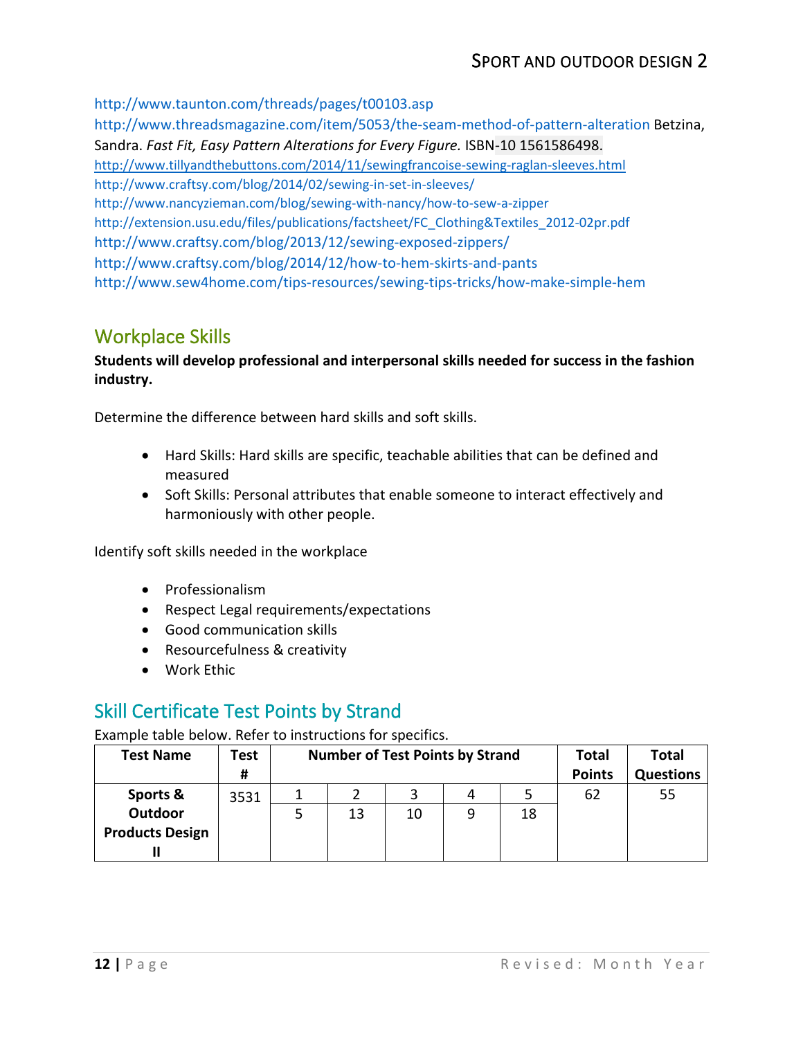http://www.taunton.com/threads/pages/t00103.asp
http://www.threadsmagazine.com/item/5053/the-seam-method-of-pattern-alteration Betzina, Sandra. *Fast Fit, Easy Pattern Alterations for Every Figure.* ISBN-10 1561586498.
http://www.tillyandthebuttons.com/2014/11/sewingfrancoise-sewing-raglan-sleeves.html
http://www.craftsy.com/blog/2014/02/sewing-in-set-in-sleeves/
http://www.nancyzieman.com/blog/sewing-with-nancy/how-to-sew-a-zipper
http://extension.usu.edu/files/publications/factsheet/FC_Clothing&Textiles_2012-02pr.pdf
http://www.craftsy.com/blog/2013/12/sewing-exposed-zippers/
http://www.craftsy.com/blog/2014/12/how-to-hem-skirts-and-pants
http://www.sew4home.com/tips-resources/sewing-tips-tricks/how-make-simple-hem

## Workplace Skills

**Students will develop professional and interpersonal skills needed for success in the fashion industry.**

Determine the difference between hard skills and soft skills.

- Hard Skills: Hard skills are specific, teachable abilities that can be defined and measured
- Soft Skills: Personal attributes that enable someone to interact effectively and harmoniously with other people.

Identify soft skills needed in the workplace

- Professionalism
- Respect Legal requirements/expectations
- Good communication skills
- Resourcefulness & creativity
- Work Ethic

## Skill Certificate Test Points by Strand

Example table below. Refer to instructions for specifics.

| Test Name | Test # | Number of Test Points by Strand | | | | | Total Points | Total Questions |
|---|---|---|---|---|---|---|---|---|
| | | 1 | 2 | 3 | 4 | 5 | | |
| **Sports & Outdoor Products Design II** | 3531 | 5 | 13 | 10 | 9 | 18 | 62 | 55 |